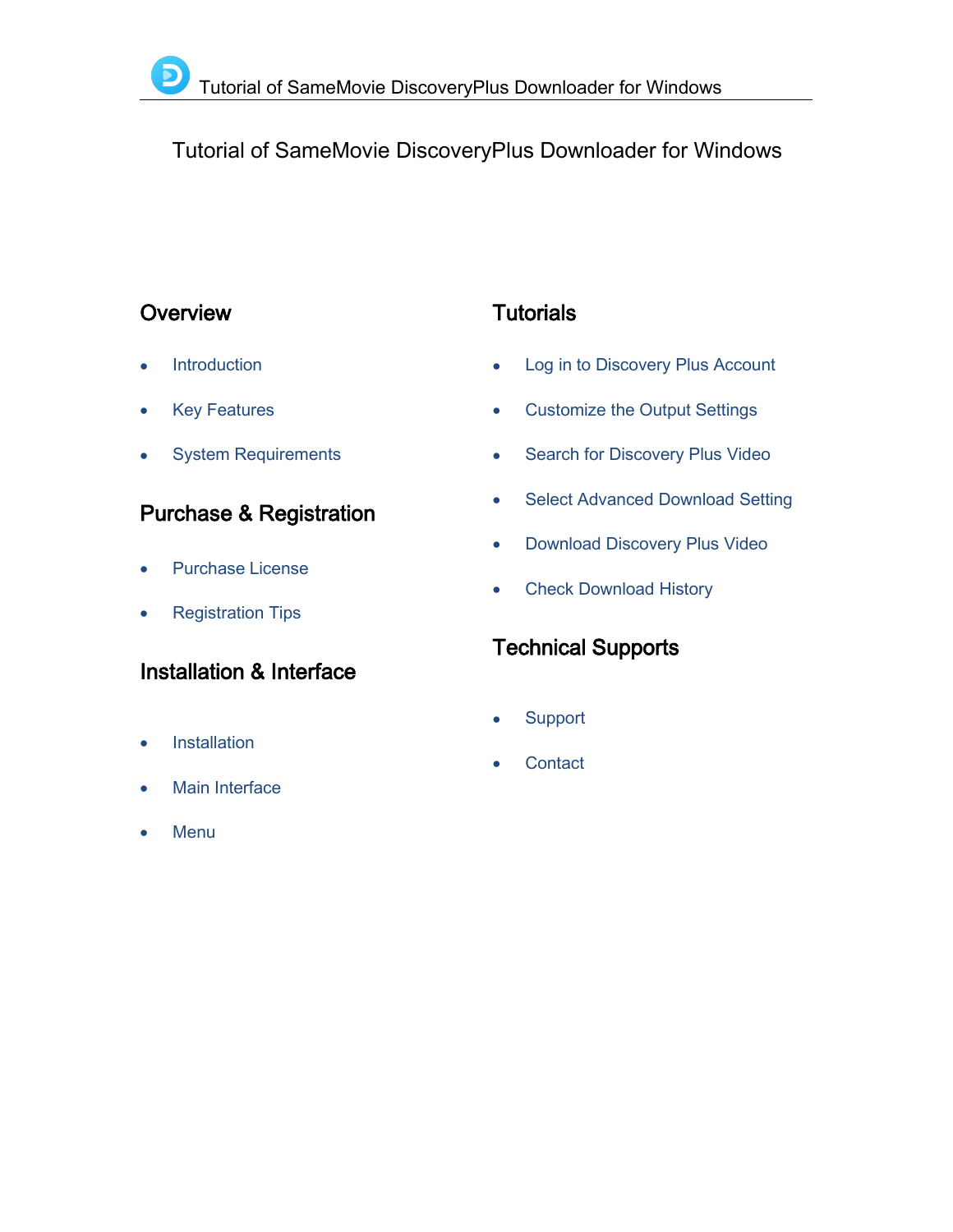# Tutorial of SameMovie DiscoveryPlus Downloader for Windows

## Overview

- Introduction
- Key Features
- System Requirements

## Purchase & Registration

- Purchase License
- Registration Tips

## Installation & Interface

- Installation
- Main Interface
- Menu

## Tutorials

- Log in to Discovery Plus Account
- Customize the Output Settings
- Search for Discovery Plus Video
- Select Advanced Download Setting
- Download Discovery Plus Video
- Check Download History

## Technical Supports

- Support
- Contact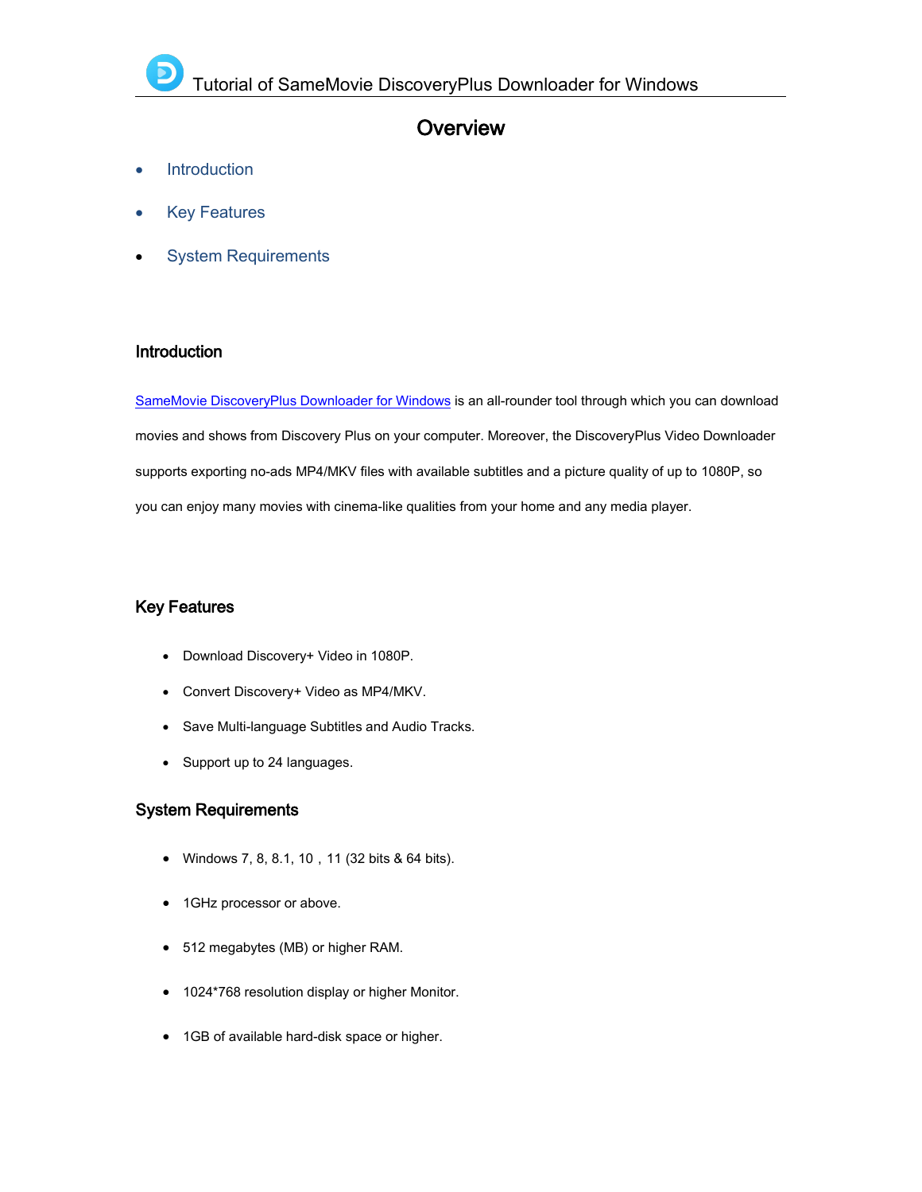# Overview

- Introduction
- Key Features
- System Requirements

## Introduction

SameMovie DiscoveryPlus Downloader for Windows is an all-rounder tool through which you can download movies and shows from Discovery Plus on your computer. Moreover, the DiscoveryPlus Video Downloader supports exporting no-ads MP4/MKV files with available subtitles and a picture quality of up to 1080P, so you can enjoy many movies with cinema-like qualities from your home and any media player.

## Key Features

- Download Discovery+ Video in 1080P.
- Convert Discovery+ Video as MP4/MKV.
- Save Multi-language Subtitles and Audio Tracks.
- Support up to 24 languages.

## System Requirements

- Windows 7, 8, 8.1, 10，11 (32 bits & 64 bits).
- 1GHz processor or above.
- 512 megabytes (MB) or higher RAM.
- 1024*768 resolution display or higher Monitor.
- 1GB of available hard-disk space or higher.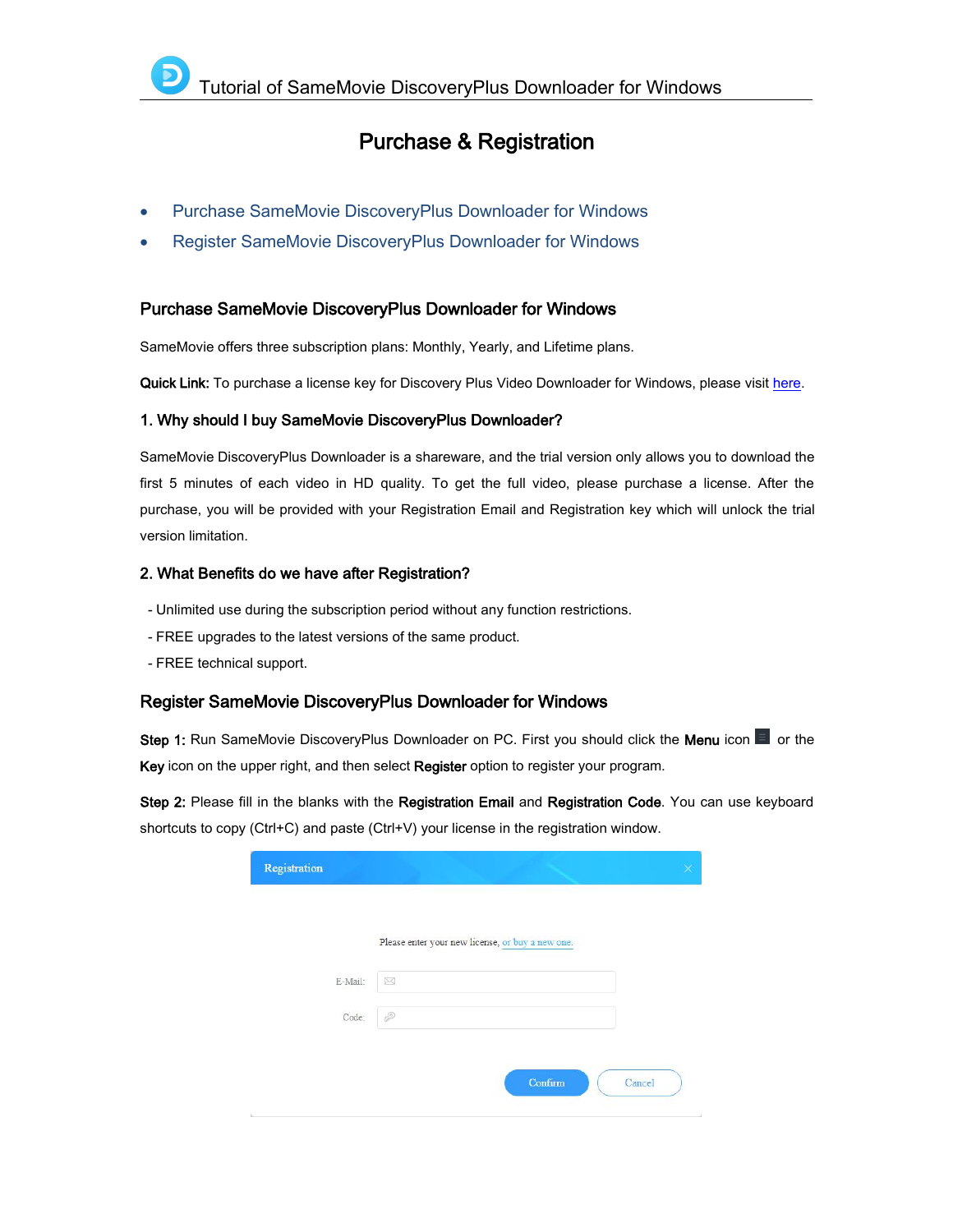# Purchase & Registration

- Purchase SameMovie DiscoveryPlus Downloader for Windows
- Register SameMovie DiscoveryPlus Downloader for Windows

## Purchase SameMovie DiscoveryPlus Downloader for Windows

SameMovie offers three subscription plans: Monthly, Yearly, and Lifetime plans.

**Quick Link:** To purchase a license key for Discovery Plus Video Downloader for Windows, please visit here.

### 1. Why should I buy SameMovie DiscoveryPlus Downloader?

SameMovie DiscoveryPlus Downloader is a shareware, and the trial version only allows you to download the first 5 minutes of each video in HD quality. To get the full video, please purchase a license. After the purchase, you will be provided with your Registration Email and Registration key which will unlock the trial version limitation.

### 2. What Benefits do we have after Registration?

- Unlimited use during the subscription period without any function restrictions.
- FREE upgrades to the latest versions of the same product.
- FREE technical support.

## Register SameMovie DiscoveryPlus Downloader for Windows

**Step 1:** Run SameMovie DiscoveryPlus Downloader on PC. First you should click the **Menu** icon or the **Key** icon on the upper right, and then select **Register** option to register your program.

**Step 2:** Please fill in the blanks with the **Registration Email** and **Registration Code**. You can use keyboard shortcuts to copy (Ctrl+C) and paste (Ctrl+V) your license in the registration window.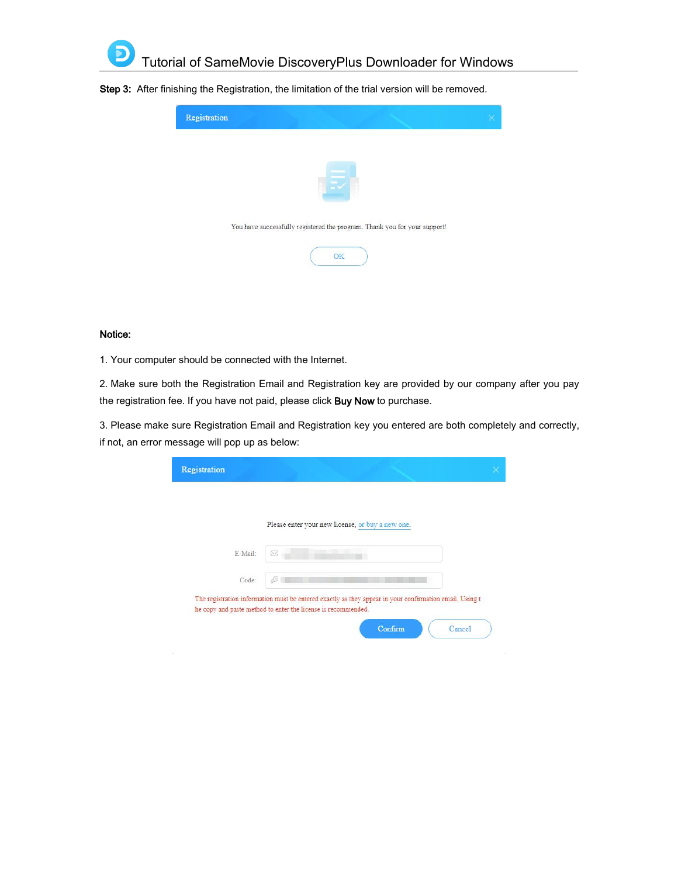**Step 3:** After finishing the Registration, the limitation of the trial version will be removed.

**Notice:**

1. Your computer should be connected with the Internet.

2. Make sure both the Registration Email and Registration key are provided by our company after you pay the registration fee. If you have not paid, please click **Buy Now** to purchase.

3. Please make sure Registration Email and Registration key you entered are both completely and correctly, if not, an error message will pop up as below: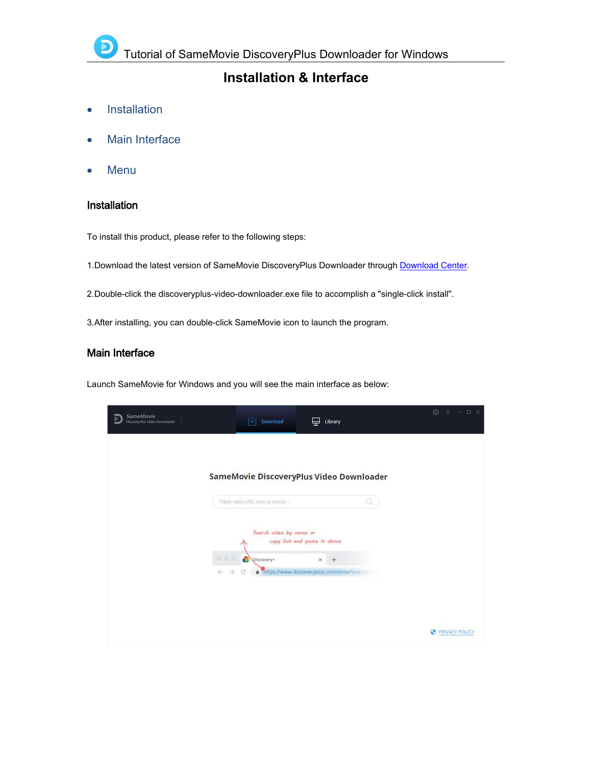# Installation & Interface

- Installation
- Main Interface
- Menu

## Installation

To install this product, please refer to the following steps:

1.Download the latest version of SameMovie DiscoveryPlus Downloader through Download Center.

2.Double-click the discoveryplus-video-downloader.exe file to accomplish a "single-click install".

3.After installing, you can double-click SameMovie icon to launch the program.

## Main Interface

Launch SameMovie for Windows and you will see the main interface as below: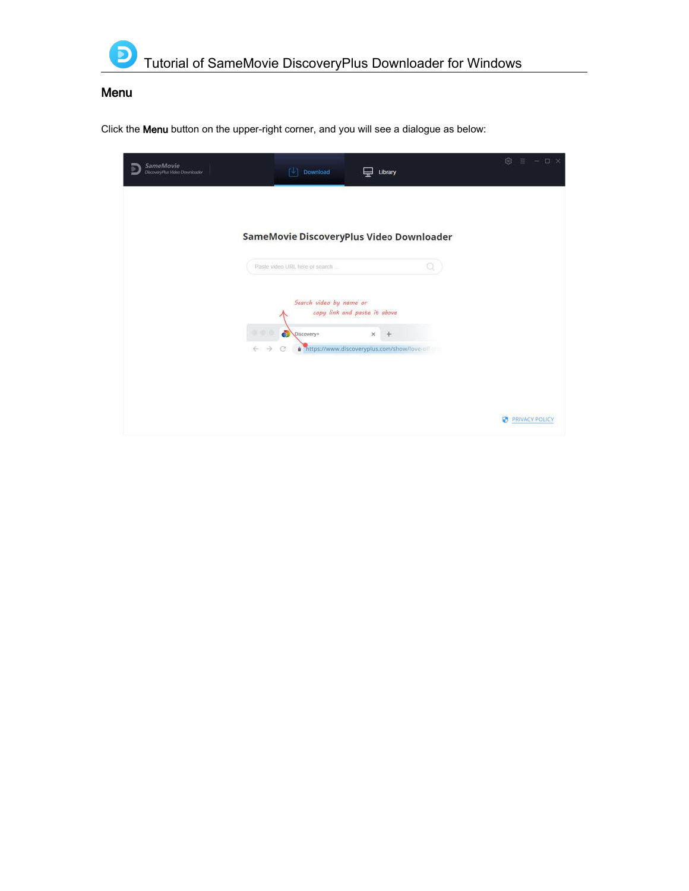## Menu

Click the **Menu** button on the upper-right corner, and you will see a dialogue as below: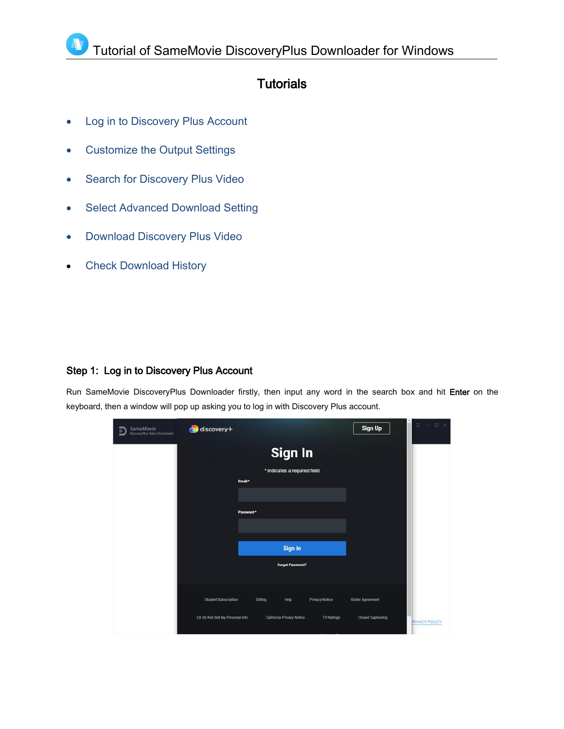# Tutorials

- Log in to Discovery Plus Account
- Customize the Output Settings
- Search for Discovery Plus Video
- Select Advanced Download Setting
- Download Discovery Plus Video
- Check Download History

### Step 1: Log in to Discovery Plus Account

Run SameMovie DiscoveryPlus Downloader firstly, then input any word in the search box and hit **Enter** on the keyboard, then a window will pop up asking you to log in with Discovery Plus account.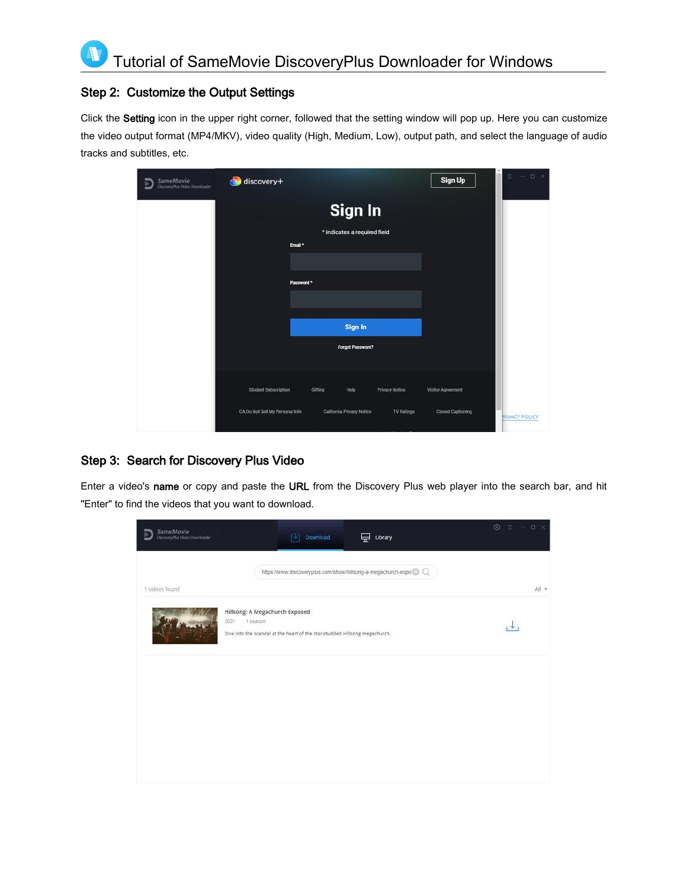# Tutorial of SameMovie DiscoveryPlus Downloader for Windows

## Step 2: Customize the Output Settings

Click the **Setting** icon in the upper right corner, followed that the setting window will pop up. Here you can customize the video output format (MP4/MKV), video quality (High, Medium, Low), output path, and select the language of audio tracks and subtitles, etc.

## Step 3: Search for Discovery Plus Video

Enter a video's **name** or copy and paste the **URL** from the Discovery Plus web player into the search bar, and hit "Enter" to find the videos that you want to download.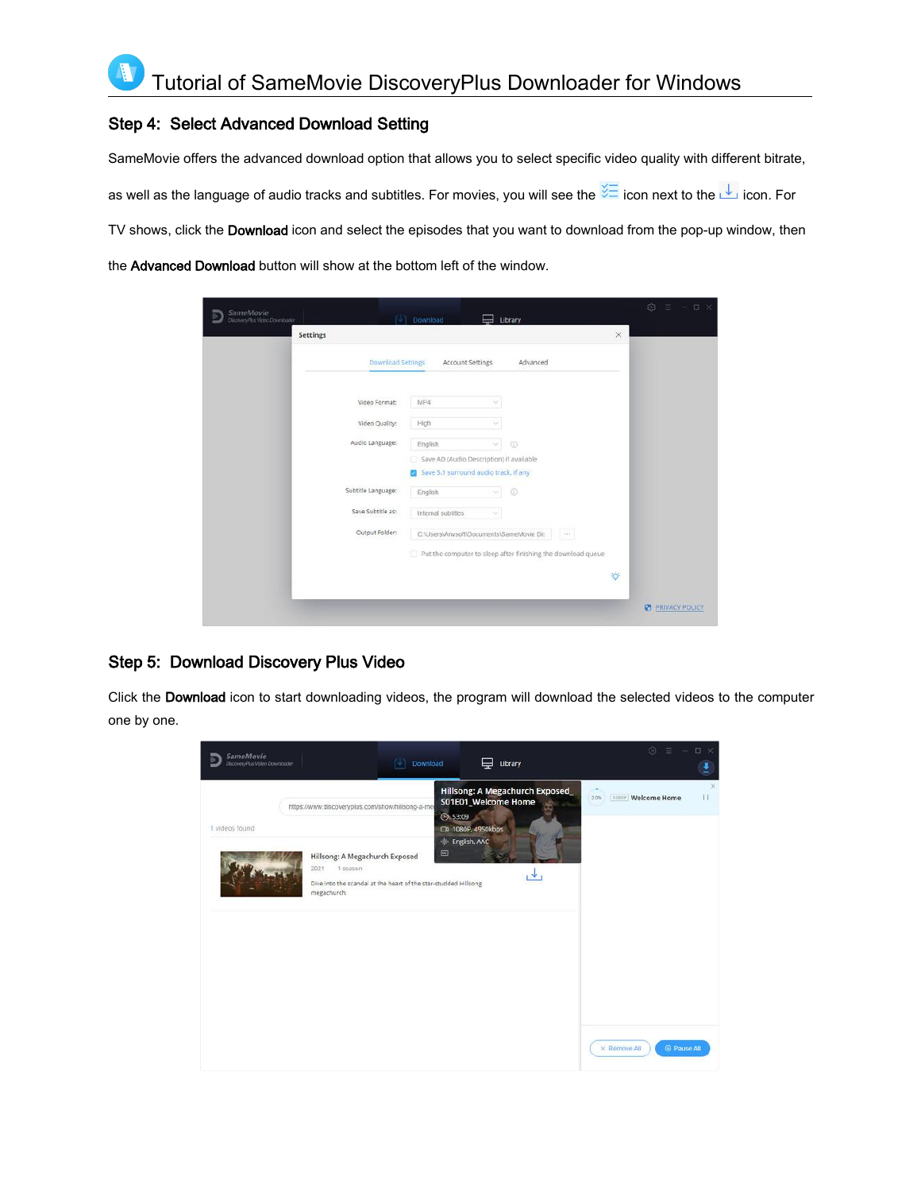# Tutorial of SameMovie DiscoveryPlus Downloader for Windows

## Step 4: Select Advanced Download Setting

SameMovie offers the advanced download option that allows you to select specific video quality with different bitrate, as well as the language of audio tracks and subtitles. For movies, you will see the icon next to the icon. For TV shows, click the **Download** icon and select the episodes that you want to download from the pop-up window, then the **Advanced Download** button will show at the bottom left of the window.

## Step 5: Download Discovery Plus Video

Click the **Download** icon to start downloading videos, the program will download the selected videos to the computer one by one.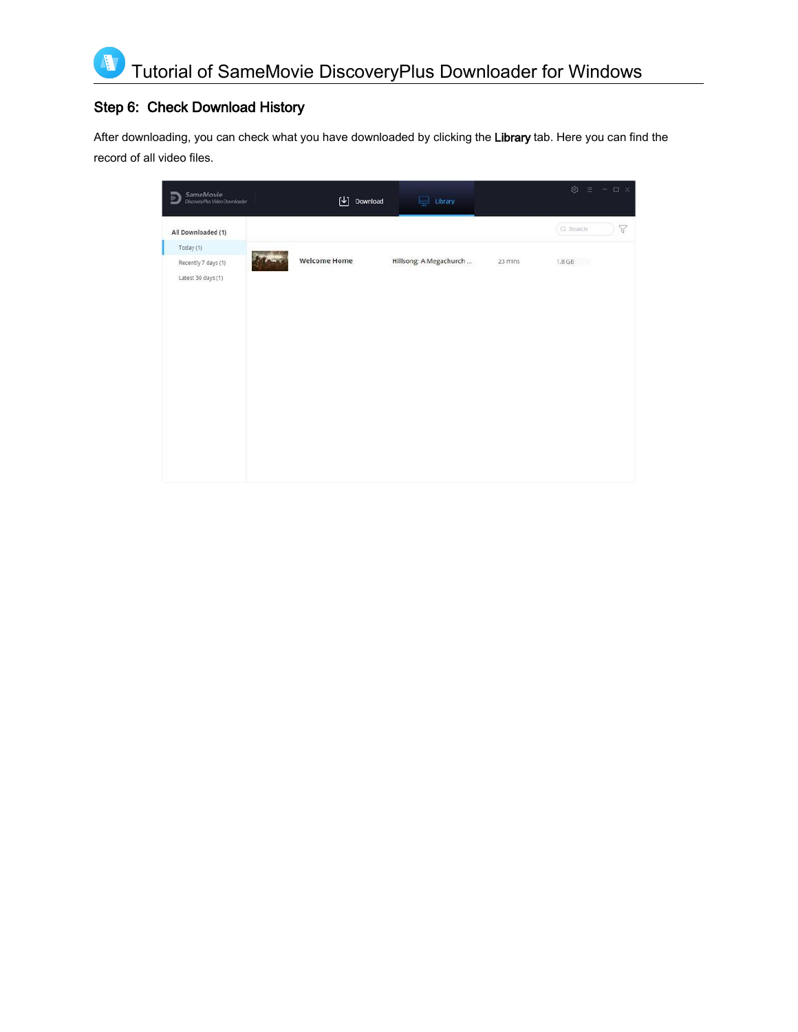## Step 6: Check Download History

After downloading, you can check what you have downloaded by clicking the **Library** tab. Here you can find the record of all video files.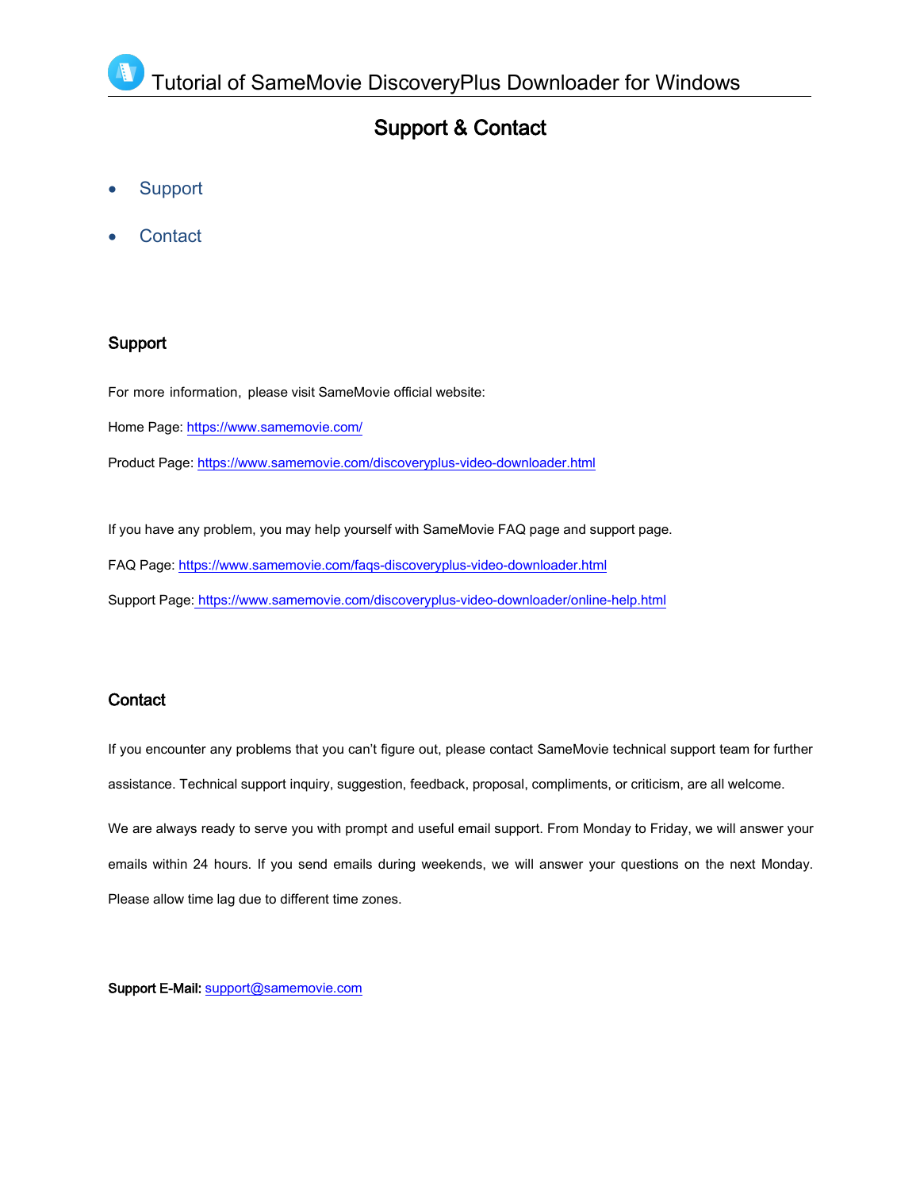# Support & Contact

- Support
- Contact

## Support

For more information, please visit SameMovie official website:

Home Page: https://www.samemovie.com/

Product Page: https://www.samemovie.com/discoveryplus-video-downloader.html

If you have any problem, you may help yourself with SameMovie FAQ page and support page.

FAQ Page: https://www.samemovie.com/faqs-discoveryplus-video-downloader.html

Support Page: https://www.samemovie.com/discoveryplus-video-downloader/online-help.html

## Contact

If you encounter any problems that you can't figure out, please contact SameMovie technical support team for further assistance. Technical support inquiry, suggestion, feedback, proposal, compliments, or criticism, are all welcome.

We are always ready to serve you with prompt and useful email support. From Monday to Friday, we will answer your emails within 24 hours. If you send emails during weekends, we will answer your questions on the next Monday. Please allow time lag due to different time zones.

**Support E-Mail:** support@samemovie.com